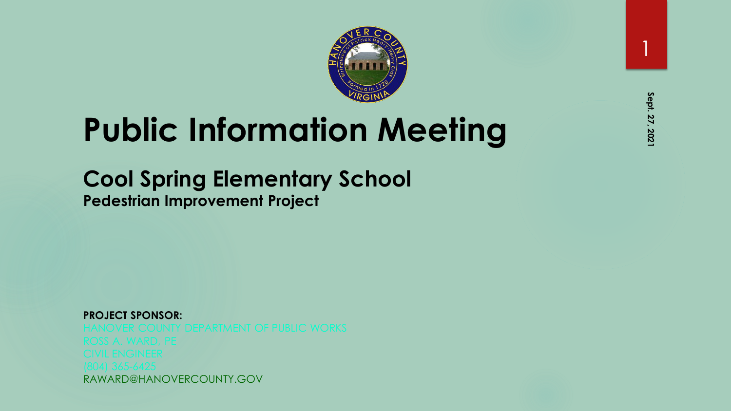# Public Information Meeting

Sept. 27, 2021

## Cool Spring Elementary School

### Pedestrian Improvement Project

**PROJECT SPONSOR:**

HANOVER COUNTY DEPARTMENT OF PUBLIC WORKS
ROSS A. WARD, PE
CIVIL ENGINEER
(804) 365-6425
RAWARD@HANOVERCOUNTY.GOV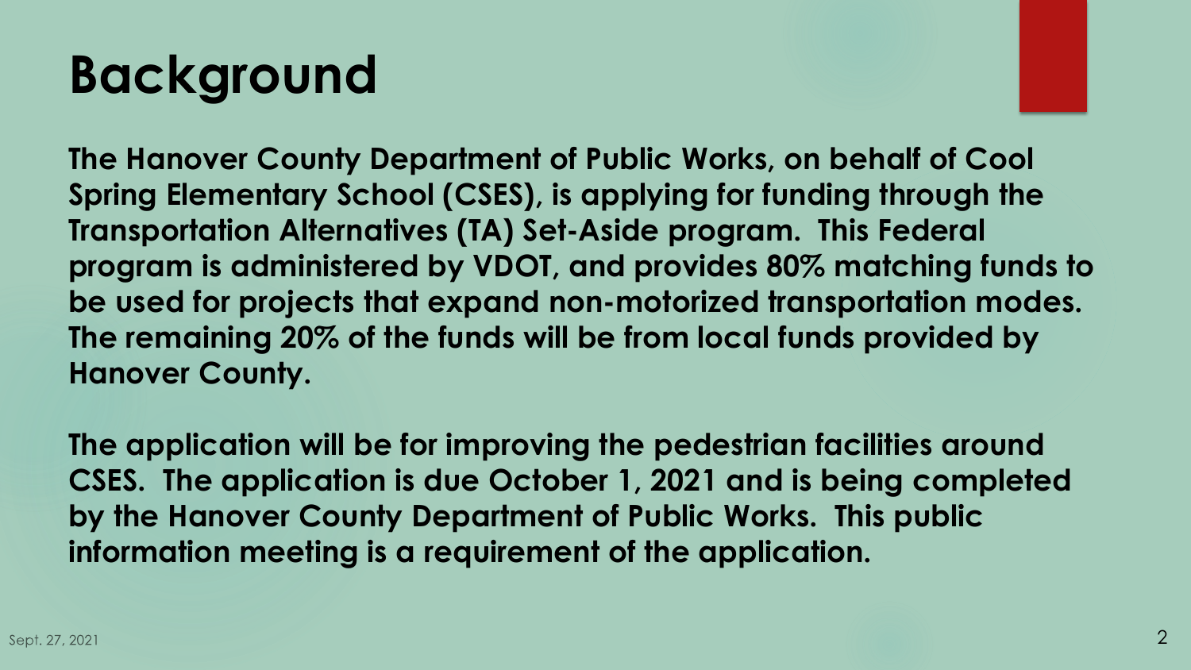# Background

**The Hanover County Department of Public Works, on behalf of Cool Spring Elementary School (CSES), is applying for funding through the Transportation Alternatives (TA) Set-Aside program. This Federal program is administered by VDOT, and provides 80% matching funds to be used for projects that expand non-motorized transportation modes. The remaining 20% of the funds will be from local funds provided by Hanover County.**

**The application will be for improving the pedestrian facilities around CSES. The application is due October 1, 2021 and is being completed by the Hanover County Department of Public Works. This public information meeting is a requirement of the application.**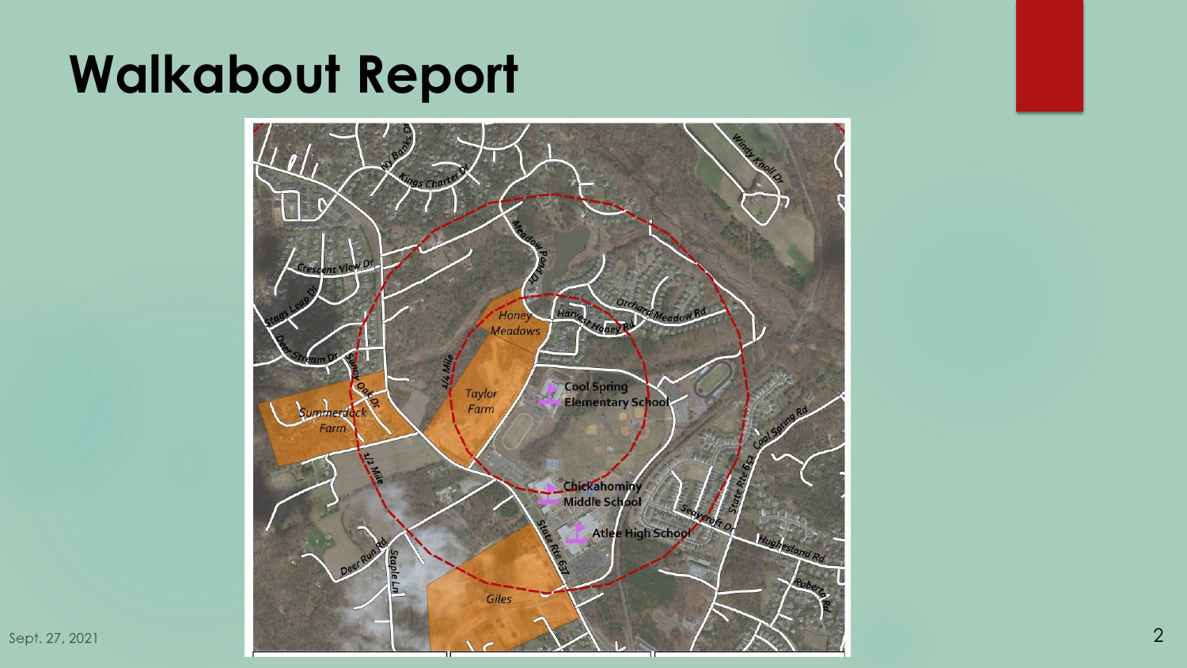# Walkabout Report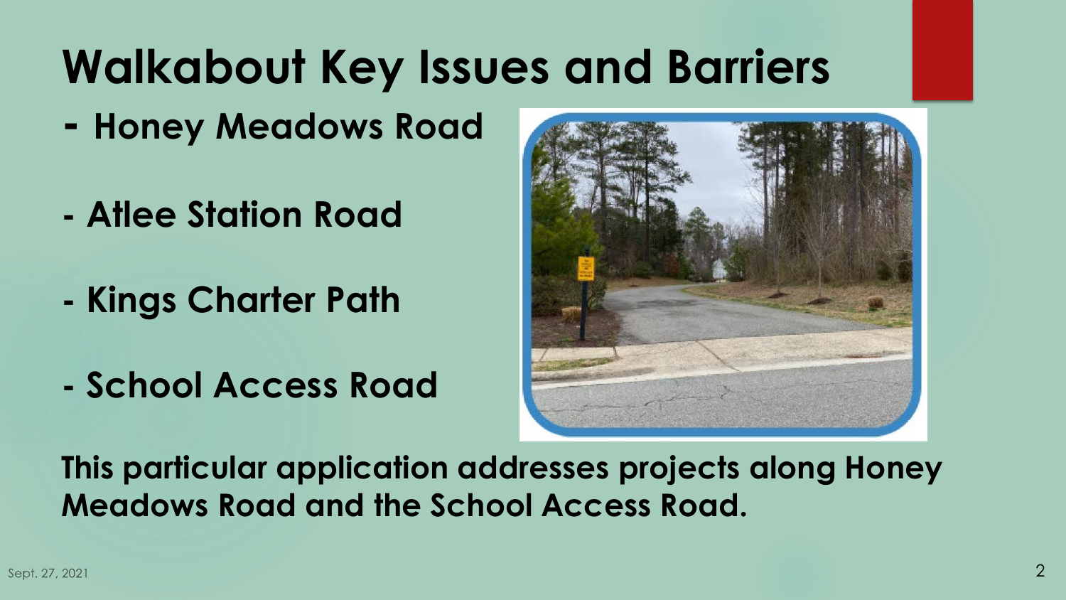# Walkabout Key Issues and Barriers

- Honey Meadows Road
- Atlee Station Road
- Kings Charter Path
- School Access Road

**This particular application addresses projects along Honey Meadows Road and the School Access Road.**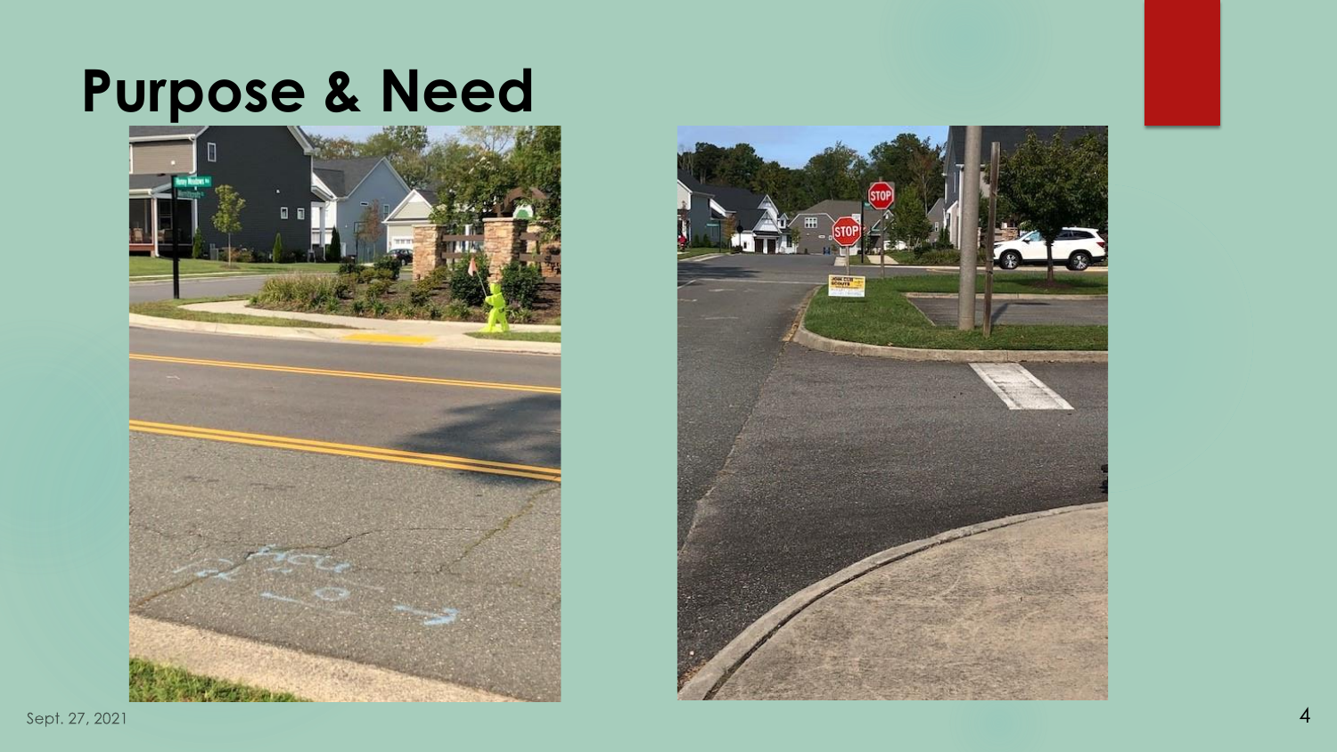# Purpose & Need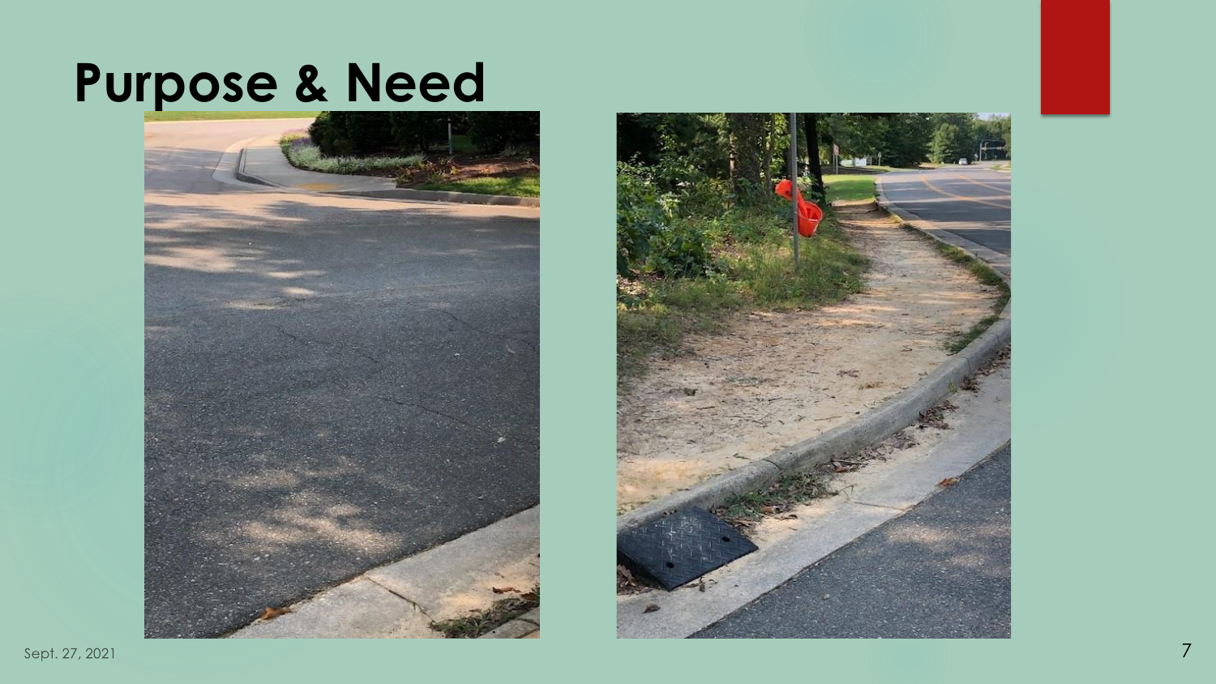# Purpose & Need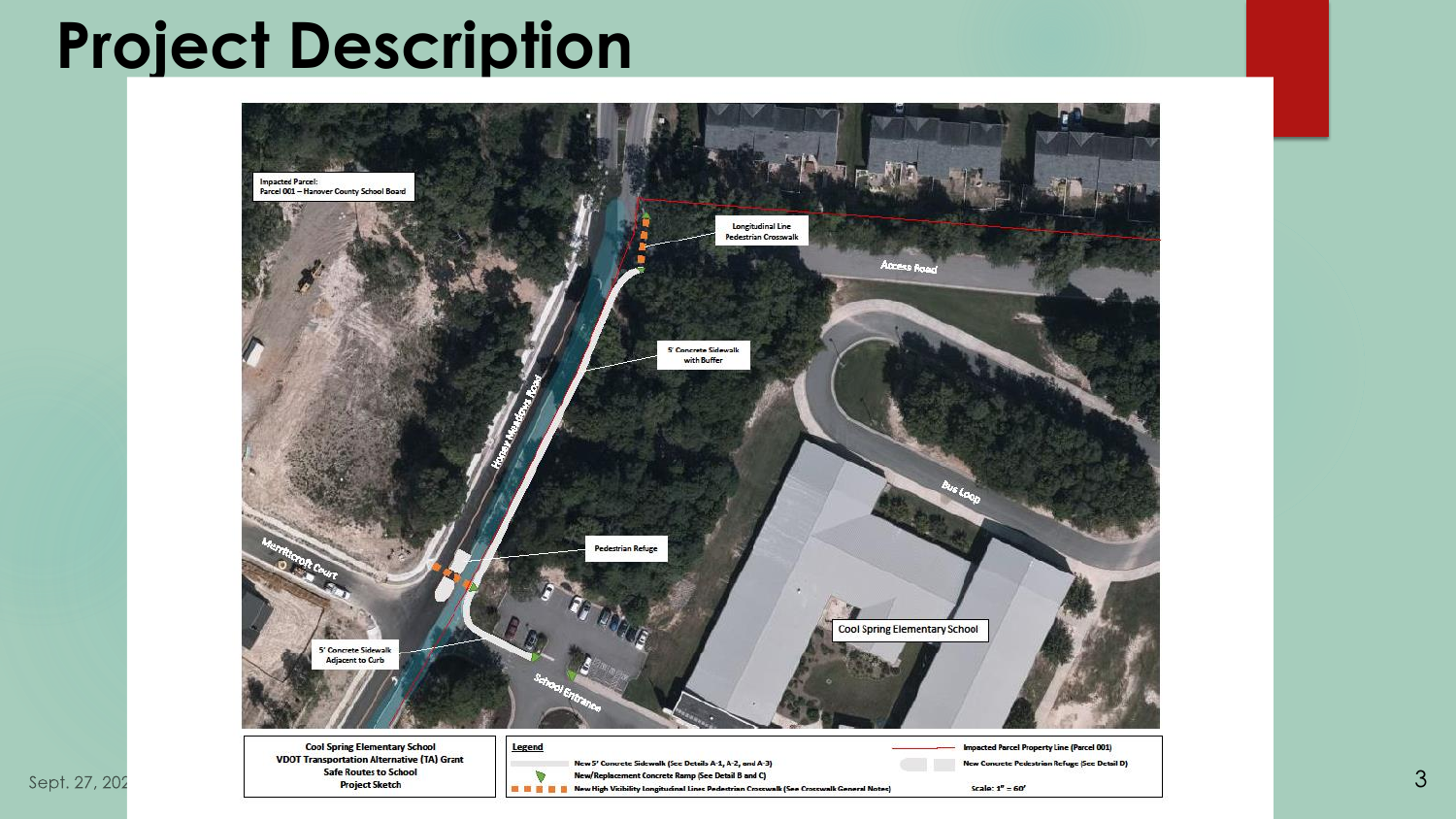# Project Description

Impacted Parcel:
Parcel 001 – Hanover County School Board

Longitudinal Line Pedestrian Crosswalk

Access Road

5' Concrete Sidewalk with Buffer

Honey Meadows Road

Bus Loop

Merrittcroft Court

Pedestrian Refuge

Cool Spring Elementary School

5' Concrete Sidewalk Adjacent to Curb

School Entrance

**Cool Spring Elementary School**
**VDOT Transportation Alternative (TA) Grant**
**Safe Routes to School**
**Project Sketch**

**Legend**

- New 5' Concrete Sidewalk (See Details A-1, A-2, and A-3)
- New/Replacement Concrete Ramp (See Detail B and C)
- New High Visibility Longitudinal Lines Pedestrian Crosswalk (See Crosswalk General Notes)
- Impacted Parcel Property Line (Parcel 001)
- New Concrete Pedestrian Refuge (See Detail D)

Scale: 1" = 60'

Sept. 27, 202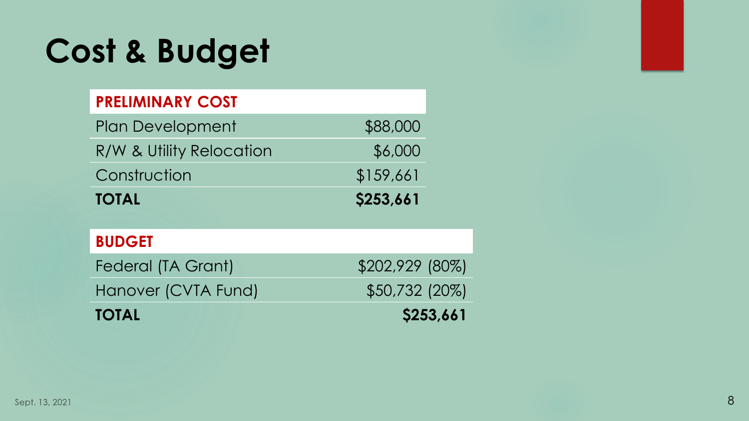# Cost & Budget

| PRELIMINARY COST | |
|---|---|
| Plan Development | $88,000 |
| R/W & Utility Relocation | $6,000 |
| Construction | $159,661 |
| **TOTAL** | **$253,661** |

| BUDGET | |
|---|---|
| Federal (TA Grant) | $202,929 (80%) |
| Hanover (CVTA Fund) | $50,732 (20%) |
| **TOTAL** | **$253,661** |

Sept. 13, 2021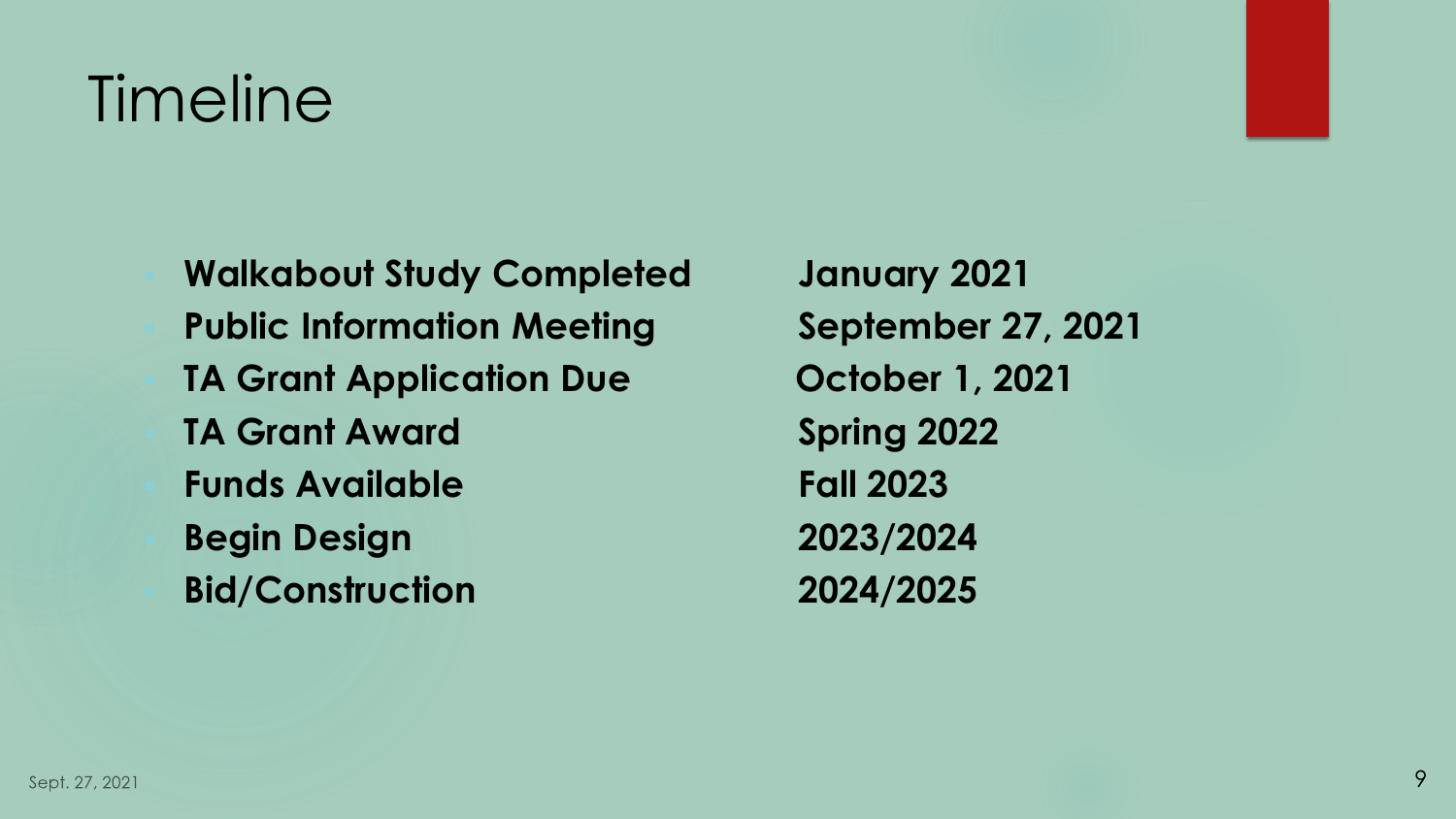# Timeline

| | |
|---|---|
| **Walkabout Study Completed** | **January 2021** |
| **Public Information Meeting** | **September 27, 2021** |
| **TA Grant Application Due** | **October 1, 2021** |
| **TA Grant Award** | **Spring 2022** |
| **Funds Available** | **Fall 2023** |
| **Begin Design** | **2023/2024** |
| **Bid/Construction** | **2024/2025** |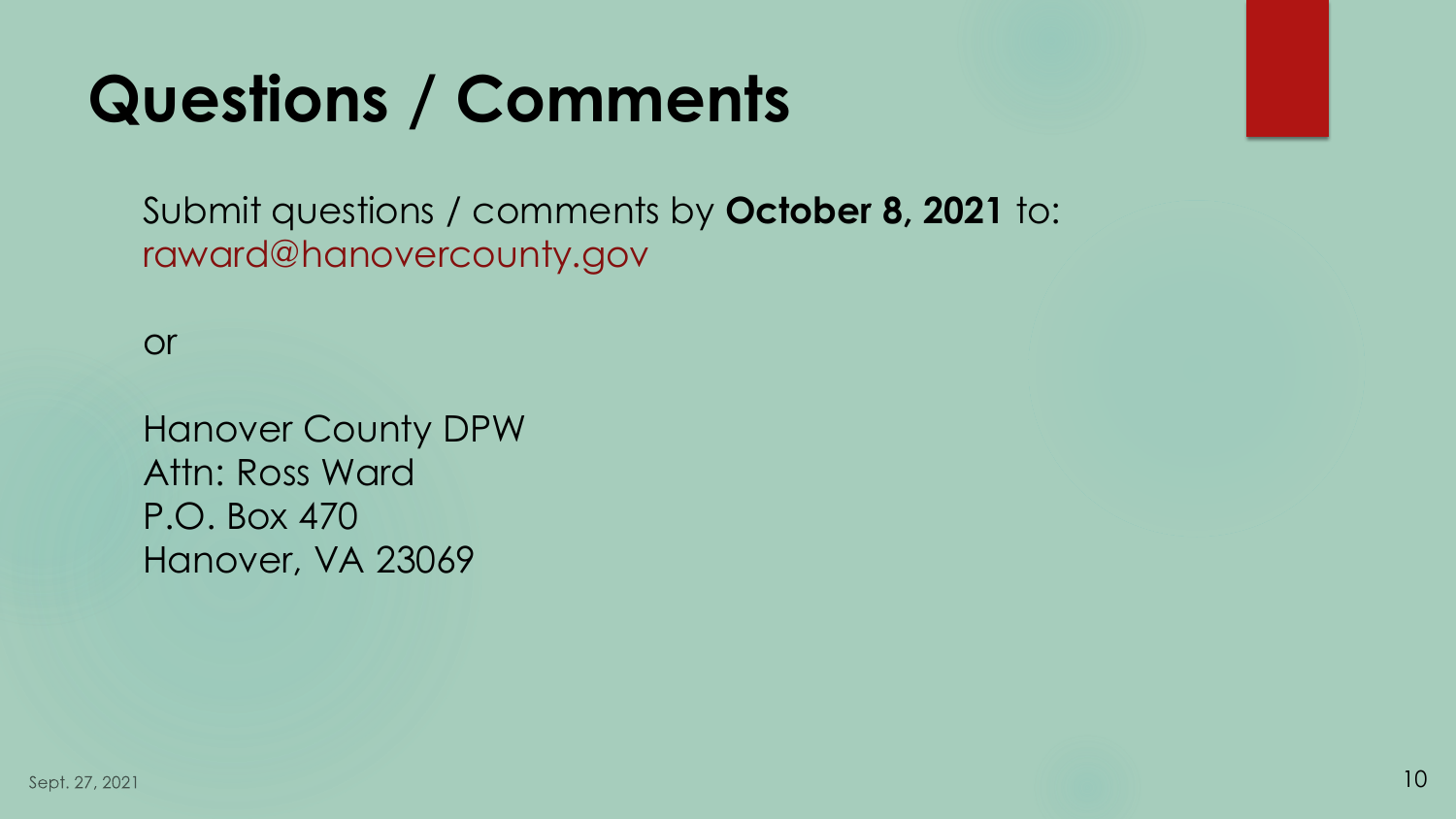# Questions / Comments

Submit questions / comments by **October 8, 2021** to:
raward@hanovercounty.gov

or

Hanover County DPW
Attn: Ross Ward
P.O. Box 470
Hanover, VA 23069

Sept. 27, 2021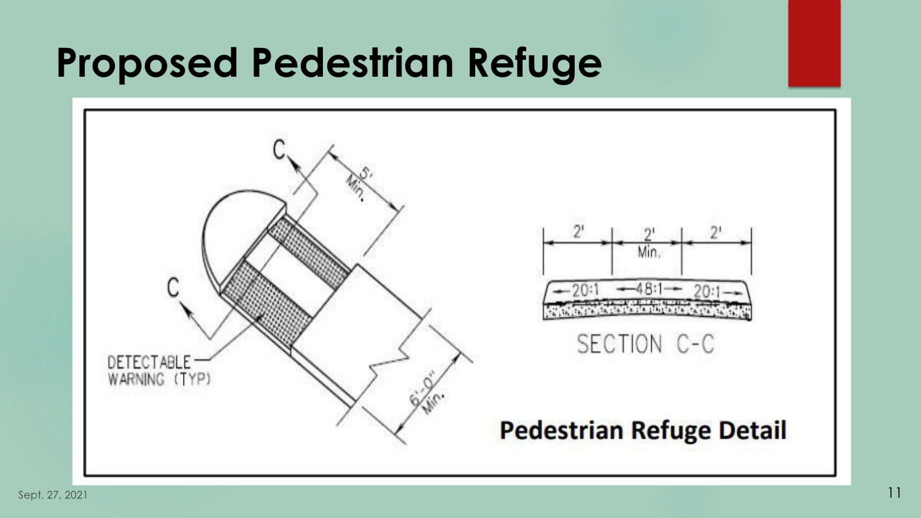# Proposed Pedestrian Refuge

C

C

5' Min.

DETECTABLE WARNING (TYP)

6'-0" Min.

2' | 2' Min. | 2'

20:1 | 48:1 | 20:1

SECTION C-C

**Pedestrian Refuge Detail**

Sept. 27, 2021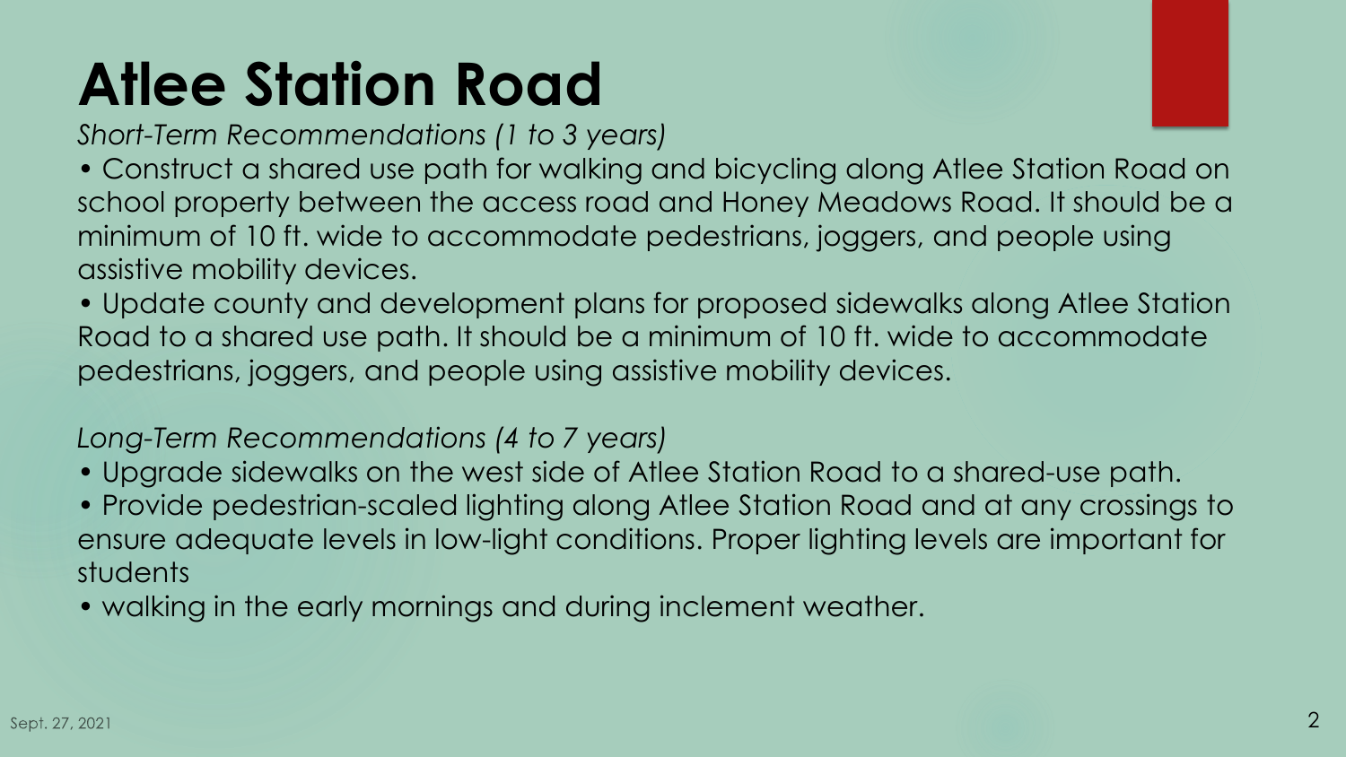# Atlee Station Road

*Short-Term Recommendations (1 to 3 years)*

- Construct a shared use path for walking and bicycling along Atlee Station Road on school property between the access road and Honey Meadows Road. It should be a minimum of 10 ft. wide to accommodate pedestrians, joggers, and people using assistive mobility devices.
- Update county and development plans for proposed sidewalks along Atlee Station Road to a shared use path. It should be a minimum of 10 ft. wide to accommodate pedestrians, joggers, and people using assistive mobility devices.

*Long-Term Recommendations (4 to 7 years)*

- Upgrade sidewalks on the west side of Atlee Station Road to a shared-use path.
- Provide pedestrian-scaled lighting along Atlee Station Road and at any crossings to ensure adequate levels in low-light conditions. Proper lighting levels are important for students
- walking in the early mornings and during inclement weather.

Sept. 27, 2021